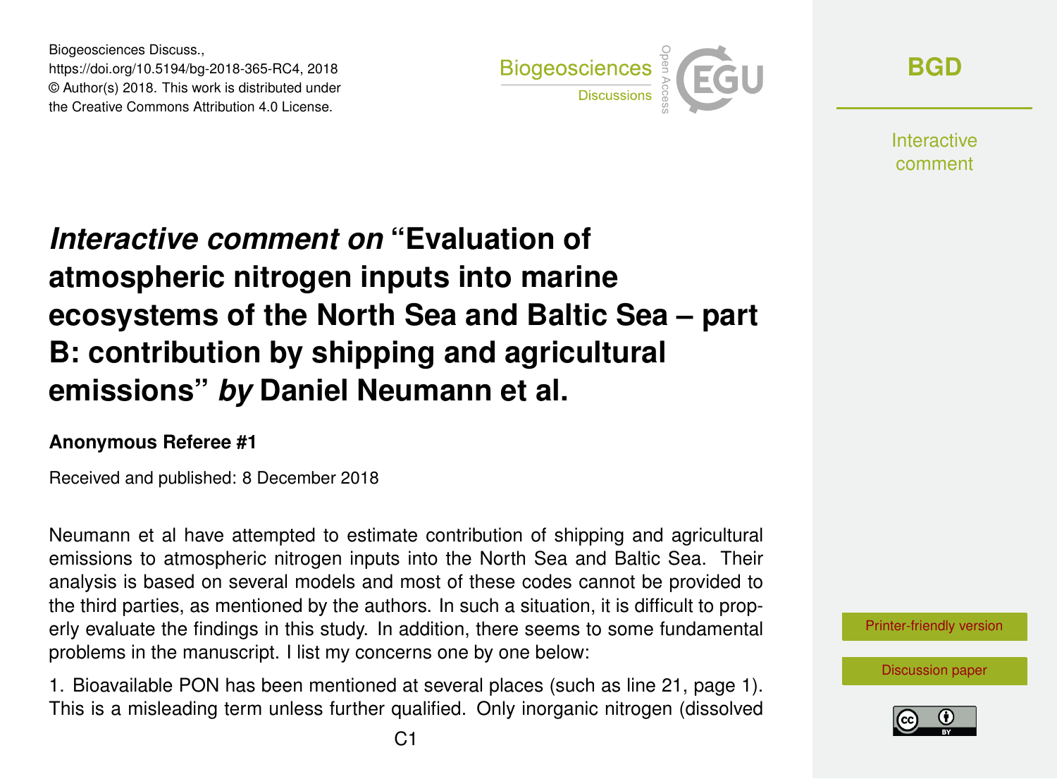# *Interactive comment on* "Evaluation of atmospheric nitrogen inputs into marine ecosystems of the North Sea and Baltic Sea – part B: contribution by shipping and agricultural emissions" *by* Daniel Neumann et al.

**Anonymous Referee #1**

Received and published: 8 December 2018

Neumann et al have attempted to estimate contribution of shipping and agricultural emissions to atmospheric nitrogen inputs into the North Sea and Baltic Sea. Their analysis is based on several models and most of these codes cannot be provided to the third parties, as mentioned by the authors. In such a situation, it is difficult to properly evaluate the findings in this study. In addition, there seems to some fundamental problems in the manuscript. I list my concerns one by one below:

1. Bioavailable PON has been mentioned at several places (such as line 21, page 1). This is a misleading term unless further qualified. Only inorganic nitrogen (dissolved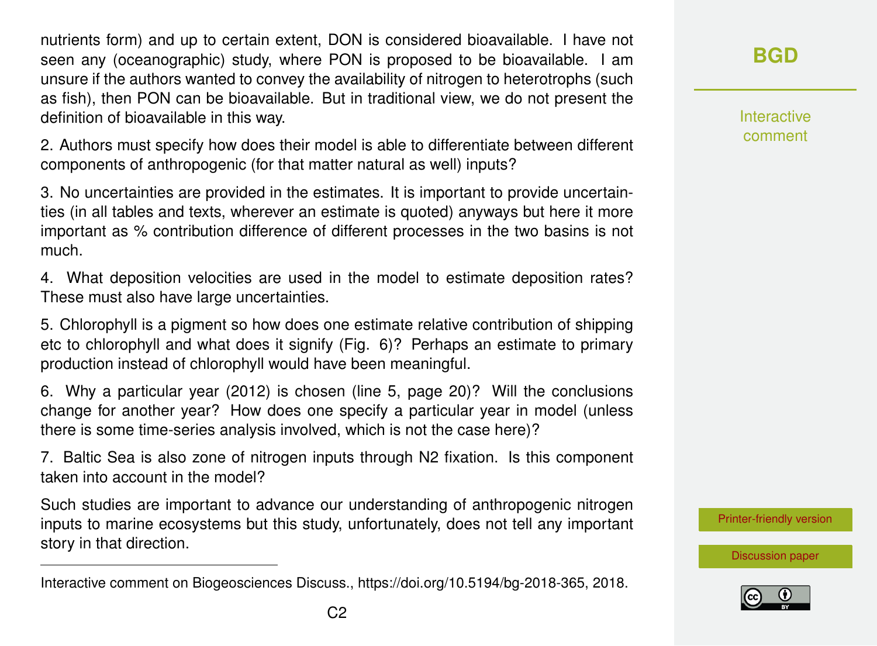nutrients form) and up to certain extent, DON is considered bioavailable. I have not seen any (oceanographic) study, where PON is proposed to be bioavailable. I am unsure if the authors wanted to convey the availability of nitrogen to heterotrophs (such as fish), then PON can be bioavailable. But in traditional view, we do not present the definition of bioavailable in this way.

2. Authors must specify how does their model is able to differentiate between different components of anthropogenic (for that matter natural as well) inputs?

3. No uncertainties are provided in the estimates. It is important to provide uncertainties (in all tables and texts, wherever an estimate is quoted) anyways but here it more important as % contribution difference of different processes in the two basins is not much.

4. What deposition velocities are used in the model to estimate deposition rates? These must also have large uncertainties.

5. Chlorophyll is a pigment so how does one estimate relative contribution of shipping etc to chlorophyll and what does it signify (Fig. 6)? Perhaps an estimate to primary production instead of chlorophyll would have been meaningful.

6. Why a particular year (2012) is chosen (line 5, page 20)? Will the conclusions change for another year? How does one specify a particular year in model (unless there is some time-series analysis involved, which is not the case here)?

7. Baltic Sea is also zone of nitrogen inputs through $N_2$ fixation. Is this component taken into account in the model?

Such studies are important to advance our understanding of anthropogenic nitrogen inputs to marine ecosystems but this study, unfortunately, does not tell any important story in that direction.

---

Interactive comment on Biogeosciences Discuss., https://doi.org/10.5194/bg-2018-365, 2018.